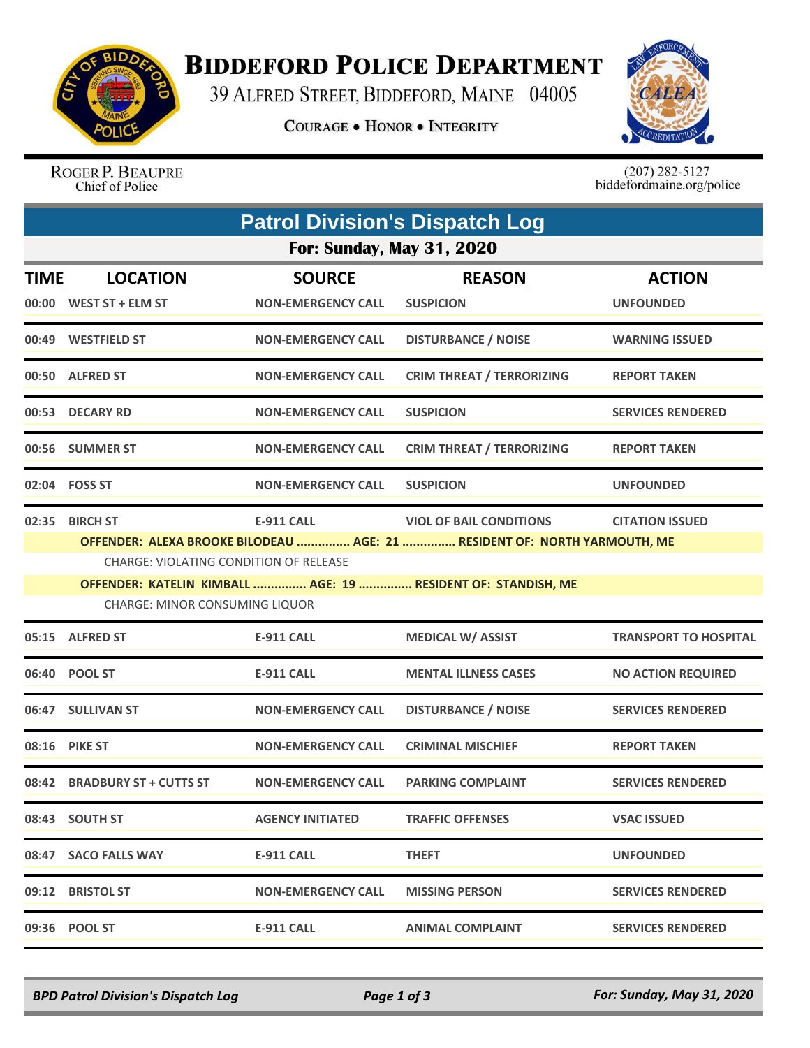# BIDDEFORD POLICE DEPARTMENT

39 ALFRED STREET, BIDDEFORD, MAINE 04005

COURAGE • HONOR • INTEGRITY

ROGER P. BEAUPRE
Chief of Police

(207) 282-5127
biddefordmaine.org/police

## Patrol Division's Dispatch Log

### For: Sunday, May 31, 2020

| TIME | LOCATION | SOURCE | REASON | ACTION |
|---|---|---|---|---|
| 00:00 | WEST ST + ELM ST | NON-EMERGENCY CALL | SUSPICION | UNFOUNDED |
| 00:49 | WESTFIELD ST | NON-EMERGENCY CALL | DISTURBANCE / NOISE | WARNING ISSUED |
| 00:50 | ALFRED ST | NON-EMERGENCY CALL | CRIM THREAT / TERRORIZING | REPORT TAKEN |
| 00:53 | DECARY RD | NON-EMERGENCY CALL | SUSPICION | SERVICES RENDERED |
| 00:56 | SUMMER ST | NON-EMERGENCY CALL | CRIM THREAT / TERRORIZING | REPORT TAKEN |
| 02:04 | FOSS ST | NON-EMERGENCY CALL | SUSPICION | UNFOUNDED |
| 02:35 | BIRCH ST | E-911 CALL | VIOL OF BAIL CONDITIONS | CITATION ISSUED |

**OFFENDER: ALEXA BROOKE BILODEAU ............... AGE: 21 ............... RESIDENT OF: NORTH YARMOUTH, ME**

CHARGE: VIOLATING CONDITION OF RELEASE

**OFFENDER: KATELIN KIMBALL ............... AGE: 19 ............... RESIDENT OF: STANDISH, ME**

CHARGE: MINOR CONSUMING LIQUOR

| TIME | LOCATION | SOURCE | REASON | ACTION |
|---|---|---|---|---|
| 05:15 | ALFRED ST | E-911 CALL | MEDICAL W/ ASSIST | TRANSPORT TO HOSPITAL |
| 06:40 | POOL ST | E-911 CALL | MENTAL ILLNESS CASES | NO ACTION REQUIRED |
| 06:47 | SULLIVAN ST | NON-EMERGENCY CALL | DISTURBANCE / NOISE | SERVICES RENDERED |
| 08:16 | PIKE ST | NON-EMERGENCY CALL | CRIMINAL MISCHIEF | REPORT TAKEN |
| 08:42 | BRADBURY ST + CUTTS ST | NON-EMERGENCY CALL | PARKING COMPLAINT | SERVICES RENDERED |
| 08:43 | SOUTH ST | AGENCY INITIATED | TRAFFIC OFFENSES | VSAC ISSUED |
| 08:47 | SACO FALLS WAY | E-911 CALL | THEFT | UNFOUNDED |
| 09:12 | BRISTOL ST | NON-EMERGENCY CALL | MISSING PERSON | SERVICES RENDERED |
| 09:36 | POOL ST | E-911 CALL | ANIMAL COMPLAINT | SERVICES RENDERED |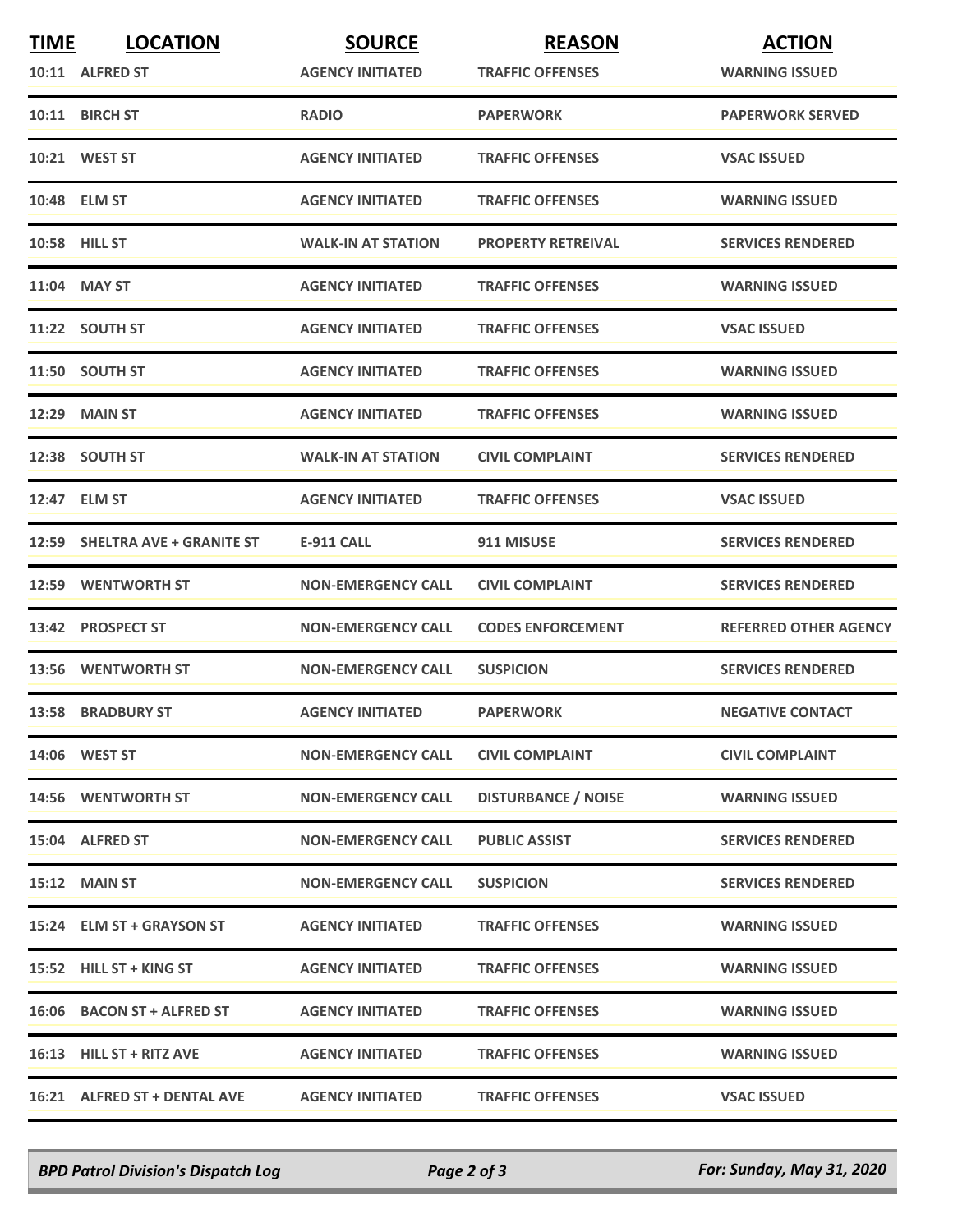| TIME | LOCATION | SOURCE | REASON | ACTION |
| --- | --- | --- | --- | --- |
| 10:11 | ALFRED ST | AGENCY INITIATED | TRAFFIC OFFENSES | WARNING ISSUED |
| 10:11 | BIRCH ST | RADIO | PAPERWORK | PAPERWORK SERVED |
| 10:21 | WEST ST | AGENCY INITIATED | TRAFFIC OFFENSES | VSAC ISSUED |
| 10:48 | ELM ST | AGENCY INITIATED | TRAFFIC OFFENSES | WARNING ISSUED |
| 10:58 | HILL ST | WALK-IN AT STATION | PROPERTY RETREIVAL | SERVICES RENDERED |
| 11:04 | MAY ST | AGENCY INITIATED | TRAFFIC OFFENSES | WARNING ISSUED |
| 11:22 | SOUTH ST | AGENCY INITIATED | TRAFFIC OFFENSES | VSAC ISSUED |
| 11:50 | SOUTH ST | AGENCY INITIATED | TRAFFIC OFFENSES | WARNING ISSUED |
| 12:29 | MAIN ST | AGENCY INITIATED | TRAFFIC OFFENSES | WARNING ISSUED |
| 12:38 | SOUTH ST | WALK-IN AT STATION | CIVIL COMPLAINT | SERVICES RENDERED |
| 12:47 | ELM ST | AGENCY INITIATED | TRAFFIC OFFENSES | VSAC ISSUED |
| 12:59 | SHELTRA AVE + GRANITE ST | E-911 CALL | 911 MISUSE | SERVICES RENDERED |
| 12:59 | WENTWORTH ST | NON-EMERGENCY CALL | CIVIL COMPLAINT | SERVICES RENDERED |
| 13:42 | PROSPECT ST | NON-EMERGENCY CALL | CODES ENFORCEMENT | REFERRED OTHER AGENCY |
| 13:56 | WENTWORTH ST | NON-EMERGENCY CALL | SUSPICION | SERVICES RENDERED |
| 13:58 | BRADBURY ST | AGENCY INITIATED | PAPERWORK | NEGATIVE CONTACT |
| 14:06 | WEST ST | NON-EMERGENCY CALL | CIVIL COMPLAINT | CIVIL COMPLAINT |
| 14:56 | WENTWORTH ST | NON-EMERGENCY CALL | DISTURBANCE / NOISE | WARNING ISSUED |
| 15:04 | ALFRED ST | NON-EMERGENCY CALL | PUBLIC ASSIST | SERVICES RENDERED |
| 15:12 | MAIN ST | NON-EMERGENCY CALL | SUSPICION | SERVICES RENDERED |
| 15:24 | ELM ST + GRAYSON ST | AGENCY INITIATED | TRAFFIC OFFENSES | WARNING ISSUED |
| 15:52 | HILL ST + KING ST | AGENCY INITIATED | TRAFFIC OFFENSES | WARNING ISSUED |
| 16:06 | BACON ST + ALFRED ST | AGENCY INITIATED | TRAFFIC OFFENSES | WARNING ISSUED |
| 16:13 | HILL ST + RITZ AVE | AGENCY INITIATED | TRAFFIC OFFENSES | WARNING ISSUED |
| 16:21 | ALFRED ST + DENTAL AVE | AGENCY INITIATED | TRAFFIC OFFENSES | VSAC ISSUED |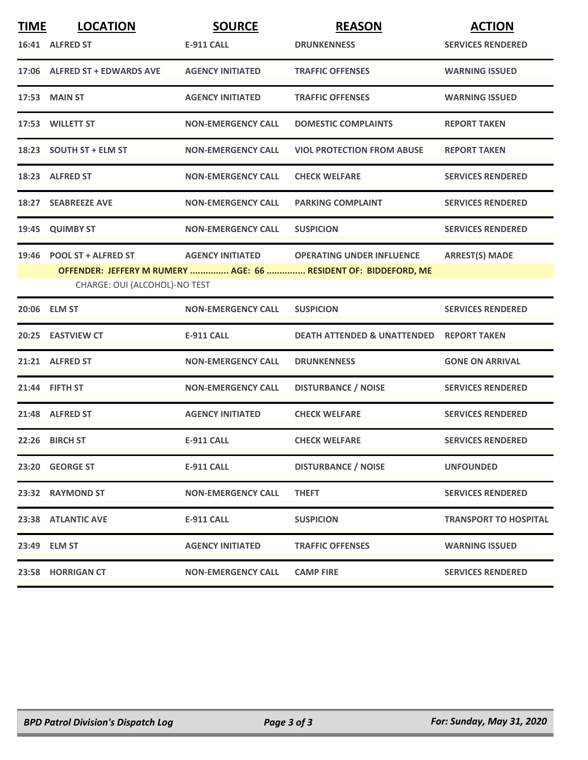| TIME | LOCATION | SOURCE | REASON | ACTION |
|---|---|---|---|---|
| 16:41 | ALFRED ST | E-911 CALL | DRUNKENNESS | SERVICES RENDERED |
| 17:06 | ALFRED ST + EDWARDS AVE | AGENCY INITIATED | TRAFFIC OFFENSES | WARNING ISSUED |
| 17:53 | MAIN ST | AGENCY INITIATED | TRAFFIC OFFENSES | WARNING ISSUED |
| 17:53 | WILLETT ST | NON-EMERGENCY CALL | DOMESTIC COMPLAINTS | REPORT TAKEN |
| 18:23 | SOUTH ST + ELM ST | NON-EMERGENCY CALL | VIOL PROTECTION FROM ABUSE | REPORT TAKEN |
| 18:23 | ALFRED ST | NON-EMERGENCY CALL | CHECK WELFARE | SERVICES RENDERED |
| 18:27 | SEABREEZE AVE | NON-EMERGENCY CALL | PARKING COMPLAINT | SERVICES RENDERED |
| 19:45 | QUIMBY ST | NON-EMERGENCY CALL | SUSPICION | SERVICES RENDERED |
| 19:46 | POOL ST + ALFRED ST | AGENCY INITIATED | OPERATING UNDER INFLUENCE | ARREST(S) MADE |
| | OFFENDER: JEFFERY M RUMERY ............... AGE: 66 ............... RESIDENT OF: BIDDEFORD, ME | | | |
| | CHARGE: OUI (ALCOHOL)-NO TEST | | | |
| 20:06 | ELM ST | NON-EMERGENCY CALL | SUSPICION | SERVICES RENDERED |
| 20:25 | EASTVIEW CT | E-911 CALL | DEATH ATTENDED & UNATTENDED | REPORT TAKEN |
| 21:21 | ALFRED ST | NON-EMERGENCY CALL | DRUNKENNESS | GONE ON ARRIVAL |
| 21:44 | FIFTH ST | NON-EMERGENCY CALL | DISTURBANCE / NOISE | SERVICES RENDERED |
| 21:48 | ALFRED ST | AGENCY INITIATED | CHECK WELFARE | SERVICES RENDERED |
| 22:26 | BIRCH ST | E-911 CALL | CHECK WELFARE | SERVICES RENDERED |
| 23:20 | GEORGE ST | E-911 CALL | DISTURBANCE / NOISE | UNFOUNDED |
| 23:32 | RAYMOND ST | NON-EMERGENCY CALL | THEFT | SERVICES RENDERED |
| 23:38 | ATLANTIC AVE | E-911 CALL | SUSPICION | TRANSPORT TO HOSPITAL |
| 23:49 | ELM ST | AGENCY INITIATED | TRAFFIC OFFENSES | WARNING ISSUED |
| 23:58 | HORRIGAN CT | NON-EMERGENCY CALL | CAMP FIRE | SERVICES RENDERED |